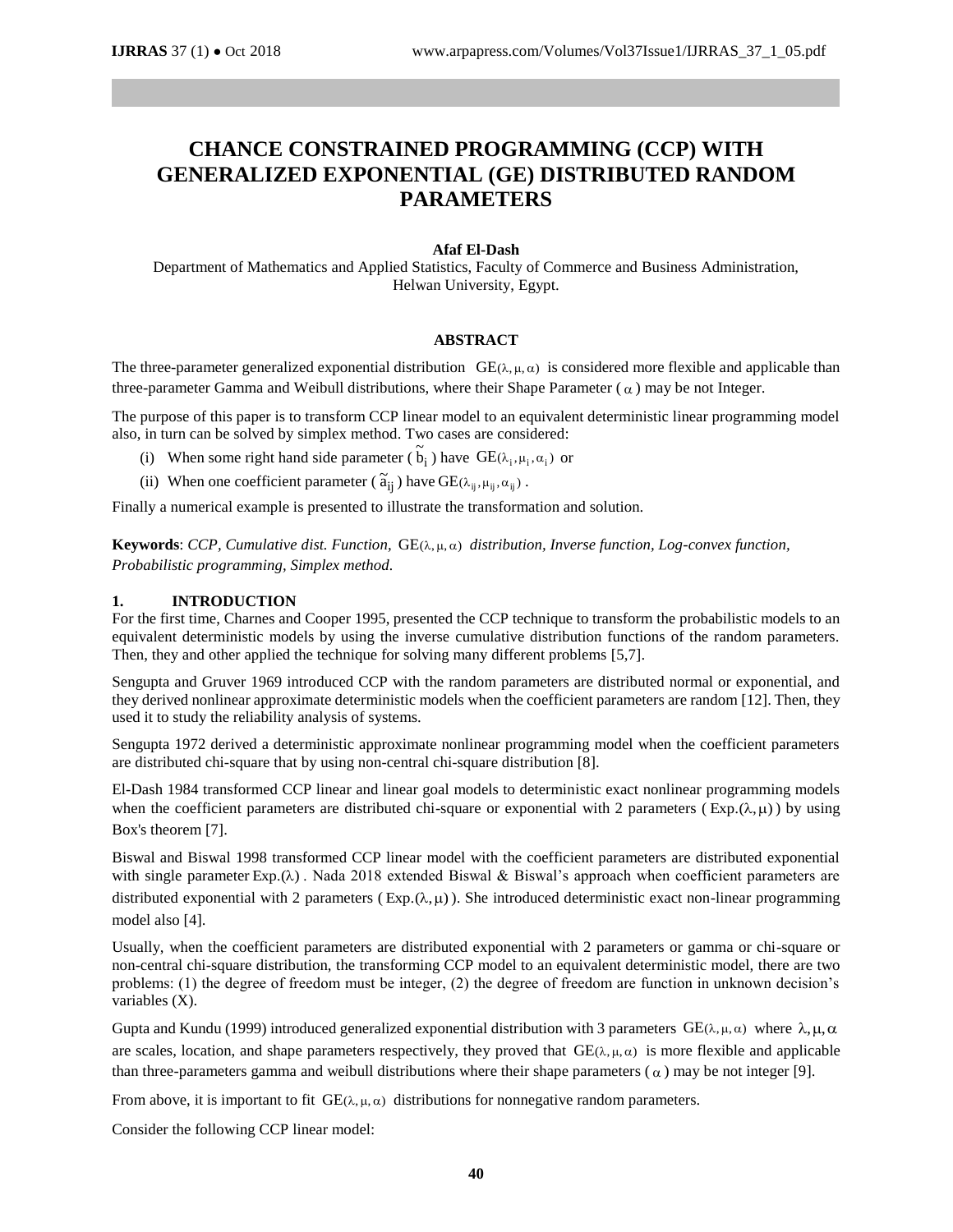# CHANCE CONSTRAINED PROGRAMMING (CCP) WITH GENERALIZED EXPONENTIAL (GE) DISTRIBUTED RANDOM PARAMETERS

**Afaf El-Dash**

Department of Mathematics and Applied Statistics, Faculty of Commerce and Business Administration, Helwan University, Egypt.

## ABSTRACT

The three-parameter generalized exponential distribution $GE(\lambda, \mu, \alpha)$ is considered more flexible and applicable than three-parameter Gamma and Weibull distributions, where their Shape Parameter ($\alpha$) may be not Integer.

The purpose of this paper is to transform CCP linear model to an equivalent deterministic linear programming model also, in turn can be solved by simplex method. Two cases are considered:

(i) When some right hand side parameter ($\tilde{b}_i$) have $GE(\lambda_i, \mu_i, \alpha_i)$ or

(ii) When one coefficient parameter ($\tilde{a}_{ij}$) have $GE(\lambda_{ij}, \mu_{ij}, \alpha_{ij})$.

Finally a numerical example is presented to illustrate the transformation and solution.

**Keywords**: *CCP, Cumulative dist. Function,* $GE(\lambda, \mu, \alpha)$ *distribution, Inverse function, Log-convex function, Probabilistic programming, Simplex method.*

## 1. INTRODUCTION

For the first time, Charnes and Cooper 1995, presented the CCP technique to transform the probabilistic models to an equivalent deterministic models by using the inverse cumulative distribution functions of the random parameters. Then, they and other applied the technique for solving many different problems [5,7].

Sengupta and Gruver 1969 introduced CCP with the random parameters are distributed normal or exponential, and they derived nonlinear approximate deterministic models when the coefficient parameters are random [12]. Then, they used it to study the reliability analysis of systems.

Sengupta 1972 derived a deterministic approximate nonlinear programming model when the coefficient parameters are distributed chi-square that by using non-central chi-square distribution [8].

El-Dash 1984 transformed CCP linear and linear goal models to deterministic exact nonlinear programming models when the coefficient parameters are distributed chi-square or exponential with 2 parameters ($Exp.(\lambda, \mu)$) by using Box's theorem [7].

Biswal and Biswal 1998 transformed CCP linear model with the coefficient parameters are distributed exponential with single parameter $Exp.(\lambda)$. Nada 2018 extended Biswal & Biswal's approach when coefficient parameters are distributed exponential with 2 parameters ($Exp.(\lambda, \mu)$). She introduced deterministic exact non-linear programming model also [4].

Usually, when the coefficient parameters are distributed exponential with 2 parameters or gamma or chi-square or non-central chi-square distribution, the transforming CCP model to an equivalent deterministic model, there are two problems: (1) the degree of freedom must be integer, (2) the degree of freedom are function in unknown decision's variables (X).

Gupta and Kundu (1999) introduced generalized exponential distribution with 3 parameters $GE(\lambda, \mu, \alpha)$ where $\lambda, \mu, \alpha$ are scales, location, and shape parameters respectively, they proved that $GE(\lambda, \mu, \alpha)$ is more flexible and applicable than three-parameters gamma and weibull distributions where their shape parameters ($\alpha$) may be not integer [9].

From above, it is important to fit $GE(\lambda, \mu, \alpha)$ distributions for nonnegative random parameters.

Consider the following CCP linear model: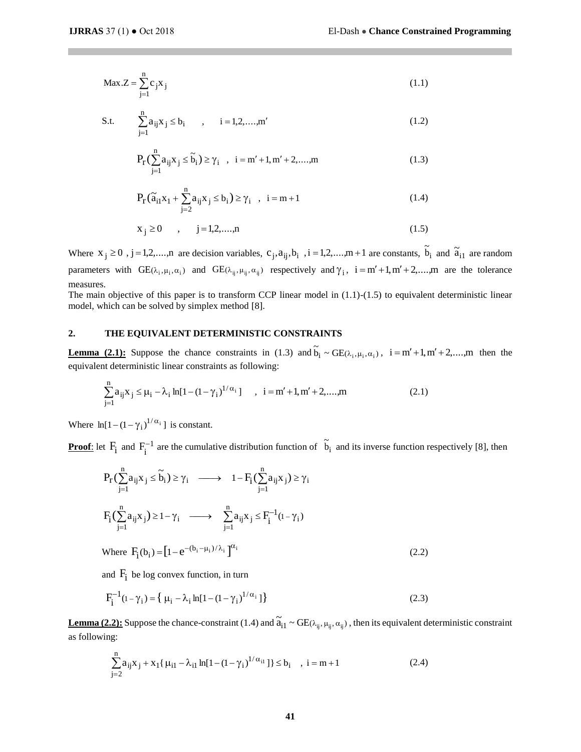$$\text{Max.}Z = \sum_{j=1}^{n} c_j x_j \tag{1.1}$$

$$\text{S.t.} \qquad \sum_{j=1}^{n} a_{ij} x_j \le b_i \quad , \quad i = 1,2,....,m' \tag{1.2}$$

$$P_r\left(\sum_{j=1}^{n} a_{ij} x_j \le \tilde{b}_i\right) \ge \gamma_i \quad , \quad i = m'+1, m'+2,....,m \tag{1.3}$$

$$P_r\left(\tilde{a}_{i1} x_1 + \sum_{j=2}^{n} a_{ij} x_j \le b_i\right) \ge \gamma_i \quad , \quad i = m+1 \tag{1.4}$$

$$x_j \ge 0 \quad , \quad j = 1,2,....,n \tag{1.5}$$

Where $x_j \ge 0$ , $j = 1,2,....,n$ are decision variables, $c_j, a_{ij}, b_i$ , $i = 1,2,....,m+1$ are constants, $\tilde{b}_i$ and $\tilde{a}_{i1}$ are random parameters with $GE(\lambda_i, \mu_i, \alpha_i)$ and $GE(\lambda_{ij}, \mu_{ij}, \alpha_{ij})$ respectively and $\gamma_i$, $i = m'+1, m'+2,....,m$ are the tolerance measures.

The main objective of this paper is to transform CCP linear model in (1.1)-(1.5) to equivalent deterministic linear model, which can be solved by simplex method [8].

## 2. THE EQUIVALENT DETERMINISTIC CONSTRAINTS

**Lemma (2.1):** Suppose the chance constraints in (1.3) and $\tilde{b}_i \sim GE(\lambda_i, \mu_i, \alpha_i)$, $i = m'+1, m'+2,....,m$ then the equivalent deterministic linear constraints as following:

$$\sum_{j=1}^{n} a_{ij} x_j \le \mu_i - \lambda_i \ln[1 - (1-\gamma_i)^{1/\alpha_i}] \quad , \quad i = m'+1, m'+2,....,m \tag{2.1}$$

Where $\ln[1 - (1-\gamma_i)^{1/\alpha_i}]$ is constant.

**Proof**: let $F_i$ and $F_i^{-1}$ are the cumulative distribution function of $\tilde{b}_i$ and its inverse function respectively [8], then

$$P_r\left(\sum_{j=1}^{n} a_{ij} x_j \le \tilde{b}_i\right) \ge \gamma_i \quad \longrightarrow \quad 1 - F_i\left(\sum_{j=1}^{n} a_{ij} x_j\right) \ge \gamma_i$$

$$F_i\left(\sum_{j=1}^{n} a_{ij} x_j\right) \ge 1 - \gamma_i \quad \longrightarrow \quad \sum_{j=1}^{n} a_{ij} x_j \le F_i^{-1}(1-\gamma_i)$$

Where
$$F_i(b_i) = \left[1 - e^{-(b_i - \mu_i)/\lambda_i}\right]^{\alpha_i} \tag{2.2}$$

and $F_i$ be log convex function, in turn

$$F_i^{-1}(1-\gamma_i) = \{\, \mu_i - \lambda_i \ln[1 - (1-\gamma_i)^{1/\alpha_i}]\} \tag{2.3}$$

**Lemma (2.2):** Suppose the chance-constraint (1.4) and $\tilde{a}_{i1} \sim GE(\lambda_{ij}, \mu_{ij}, \alpha_{ij})$, then its equivalent deterministic constraint as following:

$$\sum_{j=2}^{n} a_{ij} x_j + x_1\{\, \mu_{i1} - \lambda_{i1} \ln[1 - (1-\gamma_i)^{1/\alpha_{i1}}]\} \le b_i \quad , \quad i = m+1 \tag{2.4}$$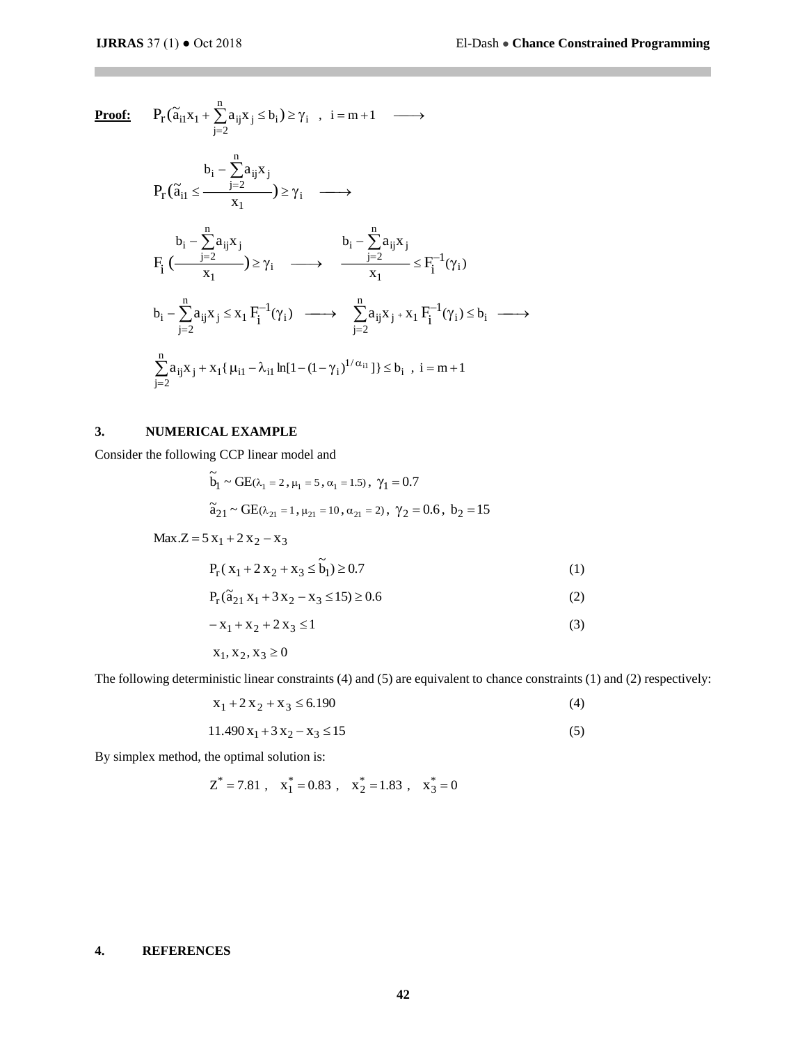**Proof:** $P_r(\tilde{a}_{i1}x_1 + \sum_{j=2}^{n} a_{ij}x_j \leq b_i) \geq \gamma_i \quad , \quad i = m+1 \quad \longrightarrow$

$$P_r(\tilde{a}_{i1} \leq \frac{b_i - \sum_{j=2}^{n} a_{ij}x_j}{x_1}) \geq \gamma_i \quad \longrightarrow$$

$$F_i\left(\frac{b_i - \sum_{j=2}^{n} a_{ij}x_j}{x_1}\right) \geq \gamma_i \quad \longrightarrow \quad \frac{b_i - \sum_{j=2}^{n} a_{ij}x_j}{x_1} \leq F_i^{-1}(\gamma_i)$$

$$b_i - \sum_{j=2}^{n} a_{ij}x_j \leq x_1 F_i^{-1}(\gamma_i) \quad \longrightarrow \quad \sum_{j=2}^{n} a_{ij}x_j + x_1 F_i^{-1}(\gamma_i) \leq b_i \quad \longrightarrow$$

$$\sum_{j=2}^{n} a_{ij}x_j + x_1\{\mu_{i1} - \lambda_{i1} \ln[1 - (1-\gamma_i)^{1/\alpha_{i1}}]\} \leq b_i \ , \ i = m+1$$

## 3. NUMERICAL EXAMPLE

Consider the following CCP linear model and

$$\tilde{b}_1 \sim GE(\lambda_1 = 2, \mu_1 = 5, \alpha_1 = 1.5), \ \gamma_1 = 0.7$$

$$\tilde{a}_{21} \sim GE(\lambda_{21} = 1, \mu_{21} = 10, \alpha_{21} = 2), \ \gamma_2 = 0.6, \ b_2 = 15$$

$$Max.Z = 5x_1 + 2x_2 - x_3$$

$$P_r(x_1 + 2x_2 + x_3 \leq \tilde{b}_1) \geq 0.7 \qquad (1)$$

$$P_r(\tilde{a}_{21}x_1 + 3x_2 - x_3 \leq 15) \geq 0.6 \qquad (2)$$

$$-x_1 + x_2 + 2x_3 \leq 1 \qquad (3)$$

$$x_1, x_2, x_3 \geq 0$$

The following deterministic linear constraints (4) and (5) are equivalent to chance constraints (1) and (2) respectively:

$$x_1 + 2x_2 + x_3 \leq 6.190 \qquad (4)$$

$$11.490x_1 + 3x_2 - x_3 \leq 15 \qquad (5)$$

By simplex method, the optimal solution is:

$$Z^* = 7.81 \ , \quad x_1^* = 0.83 \ , \quad x_2^* = 1.83 \ , \quad x_3^* = 0$$

## 4. REFERENCES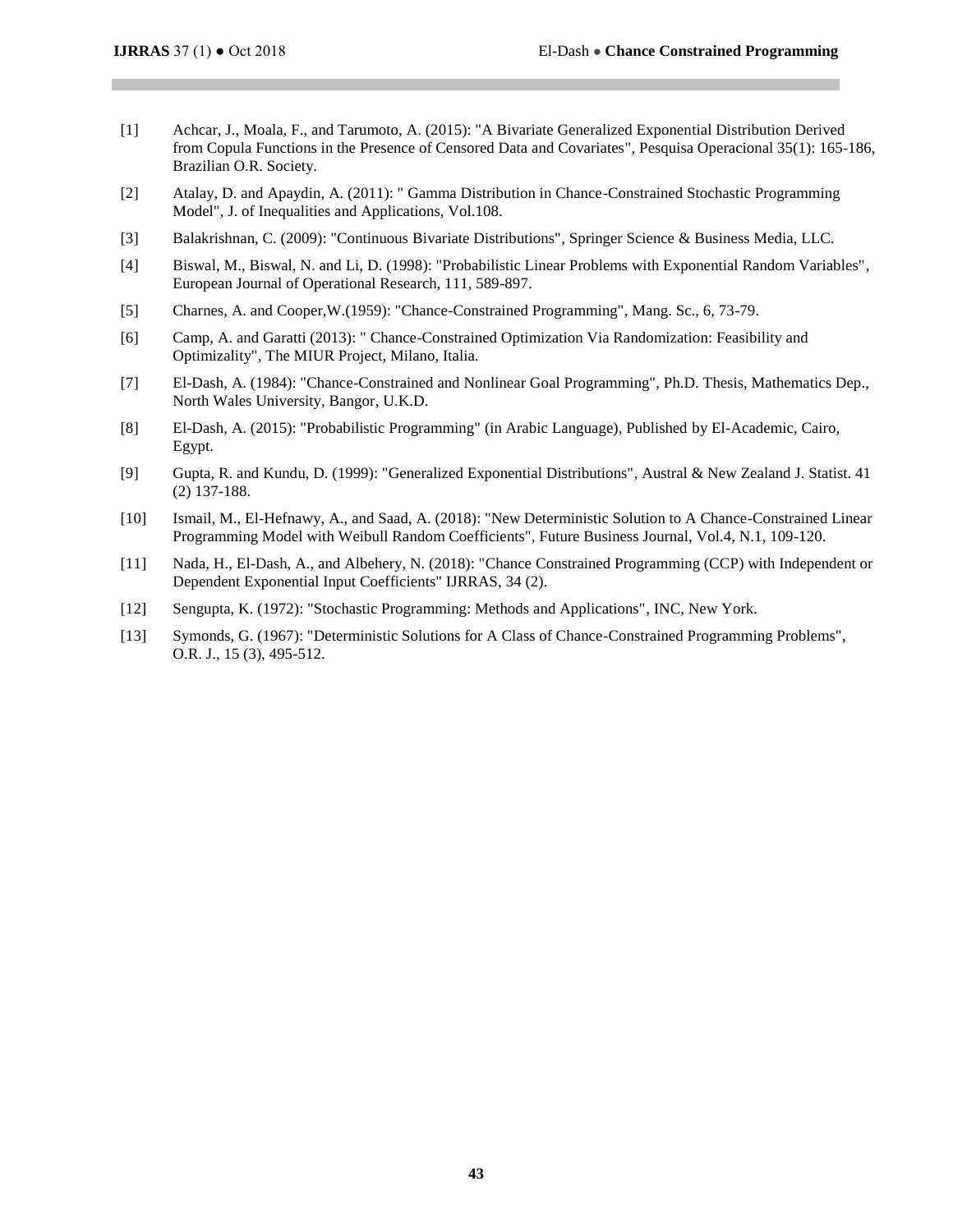[1] Achcar, J., Moala, F., and Tarumoto, A. (2015): "A Bivariate Generalized Exponential Distribution Derived from Copula Functions in the Presence of Censored Data and Covariates", Pesquisa Operacional 35(1): 165-186, Brazilian O.R. Society.

[2] Atalay, D. and Apaydin, A. (2011): " Gamma Distribution in Chance-Constrained Stochastic Programming Model", J. of Inequalities and Applications, Vol.108.

[3] Balakrishnan, C. (2009): "Continuous Bivariate Distributions", Springer Science & Business Media, LLC.

[4] Biswal, M., Biswal, N. and Li, D. (1998): "Probabilistic Linear Problems with Exponential Random Variables", European Journal of Operational Research, 111, 589-897.

[5] Charnes, A. and Cooper,W.(1959): "Chance-Constrained Programming", Mang. Sc., 6, 73-79.

[6] Camp, A. and Garatti (2013): " Chance-Constrained Optimization Via Randomization: Feasibility and Optimizality", The MIUR Project, Milano, Italia.

[7] El-Dash, A. (1984): "Chance-Constrained and Nonlinear Goal Programming", Ph.D. Thesis, Mathematics Dep., North Wales University, Bangor, U.K.D.

[8] El-Dash, A. (2015): "Probabilistic Programming" (in Arabic Language), Published by El-Academic, Cairo, Egypt.

[9] Gupta, R. and Kundu, D. (1999): "Generalized Exponential Distributions", Austral & New Zealand J. Statist. 41 (2) 137-188.

[10] Ismail, M., El-Hefnawy, A., and Saad, A. (2018): "New Deterministic Solution to A Chance-Constrained Linear Programming Model with Weibull Random Coefficients", Future Business Journal, Vol.4, N.1, 109-120.

[11] Nada, H., El-Dash, A., and Albehery, N. (2018): "Chance Constrained Programming (CCP) with Independent or Dependent Exponential Input Coefficients" IJRRAS, 34 (2).

[12] Sengupta, K. (1972): "Stochastic Programming: Methods and Applications", INC, New York.

[13] Symonds, G. (1967): "Deterministic Solutions for A Class of Chance-Constrained Programming Problems", O.R. J., 15 (3), 495-512.